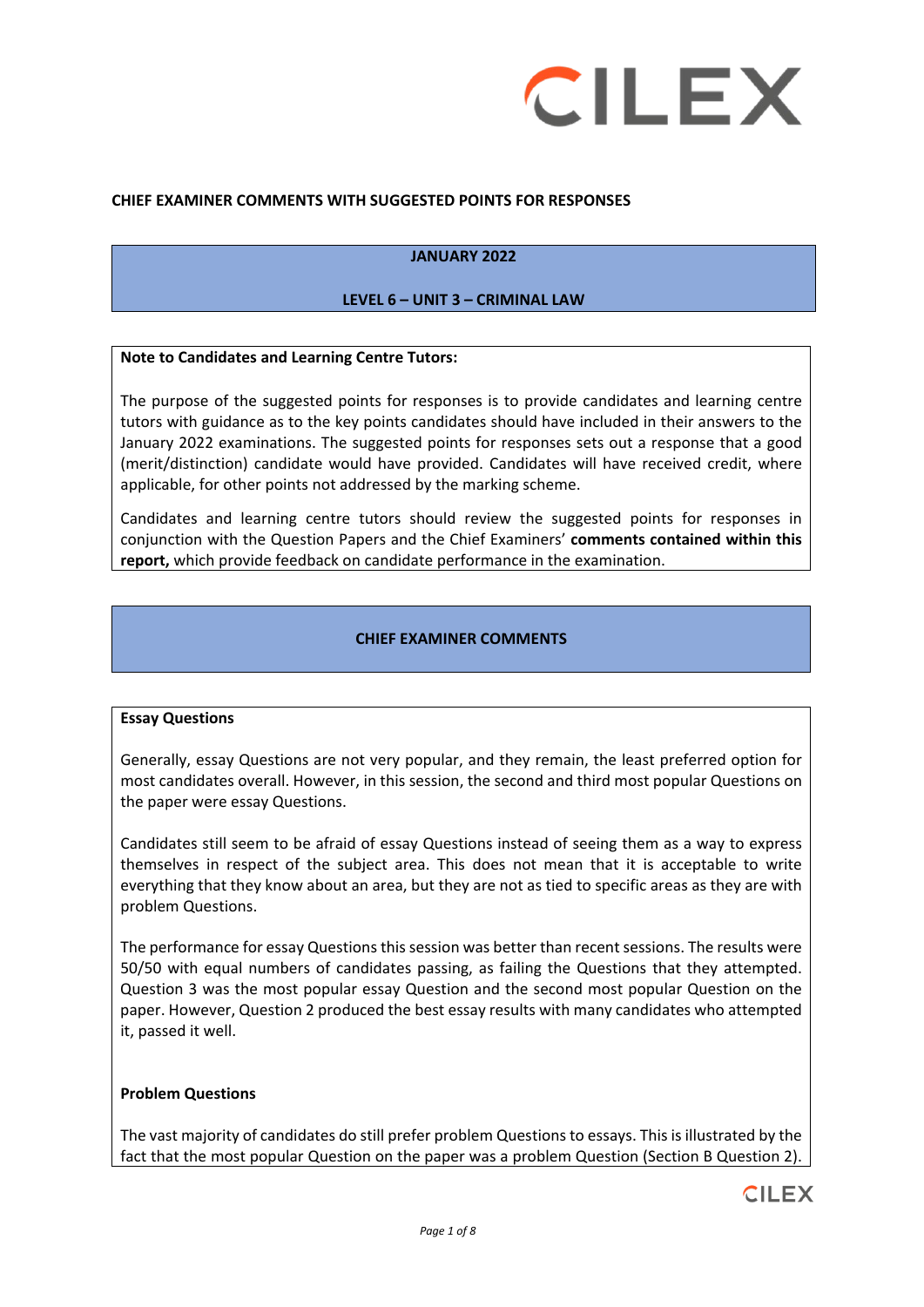**CHIEF EXAMINER COMMENTS WITH SUGGESTED POINTS FOR RESPONSES**

# JANUARY 2022

## LEVEL 6 – UNIT 3 – CRIMINAL LAW

**Note to Candidates and Learning Centre Tutors:**

The purpose of the suggested points for responses is to provide candidates and learning centre tutors with guidance as to the key points candidates should have included in their answers to the January 2022 examinations. The suggested points for responses sets out a response that a good (merit/distinction) candidate would have provided. Candidates will have received credit, where applicable, for other points not addressed by the marking scheme.

Candidates and learning centre tutors should review the suggested points for responses in conjunction with the Question Papers and the Chief Examiners' **comments contained within this report,** which provide feedback on candidate performance in the examination.

## CHIEF EXAMINER COMMENTS

### Essay Questions

Generally, essay Questions are not very popular, and they remain, the least preferred option for most candidates overall. However, in this session, the second and third most popular Questions on the paper were essay Questions.

Candidates still seem to be afraid of essay Questions instead of seeing them as a way to express themselves in respect of the subject area. This does not mean that it is acceptable to write everything that they know about an area, but they are not as tied to specific areas as they are with problem Questions.

The performance for essay Questions this session was better than recent sessions. The results were 50/50 with equal numbers of candidates passing, as failing the Questions that they attempted. Question 3 was the most popular essay Question and the second most popular Question on the paper. However, Question 2 produced the best essay results with many candidates who attempted it, passed it well.

### Problem Questions

The vast majority of candidates do still prefer problem Questions to essays. This is illustrated by the fact that the most popular Question on the paper was a problem Question (Section B Question 2).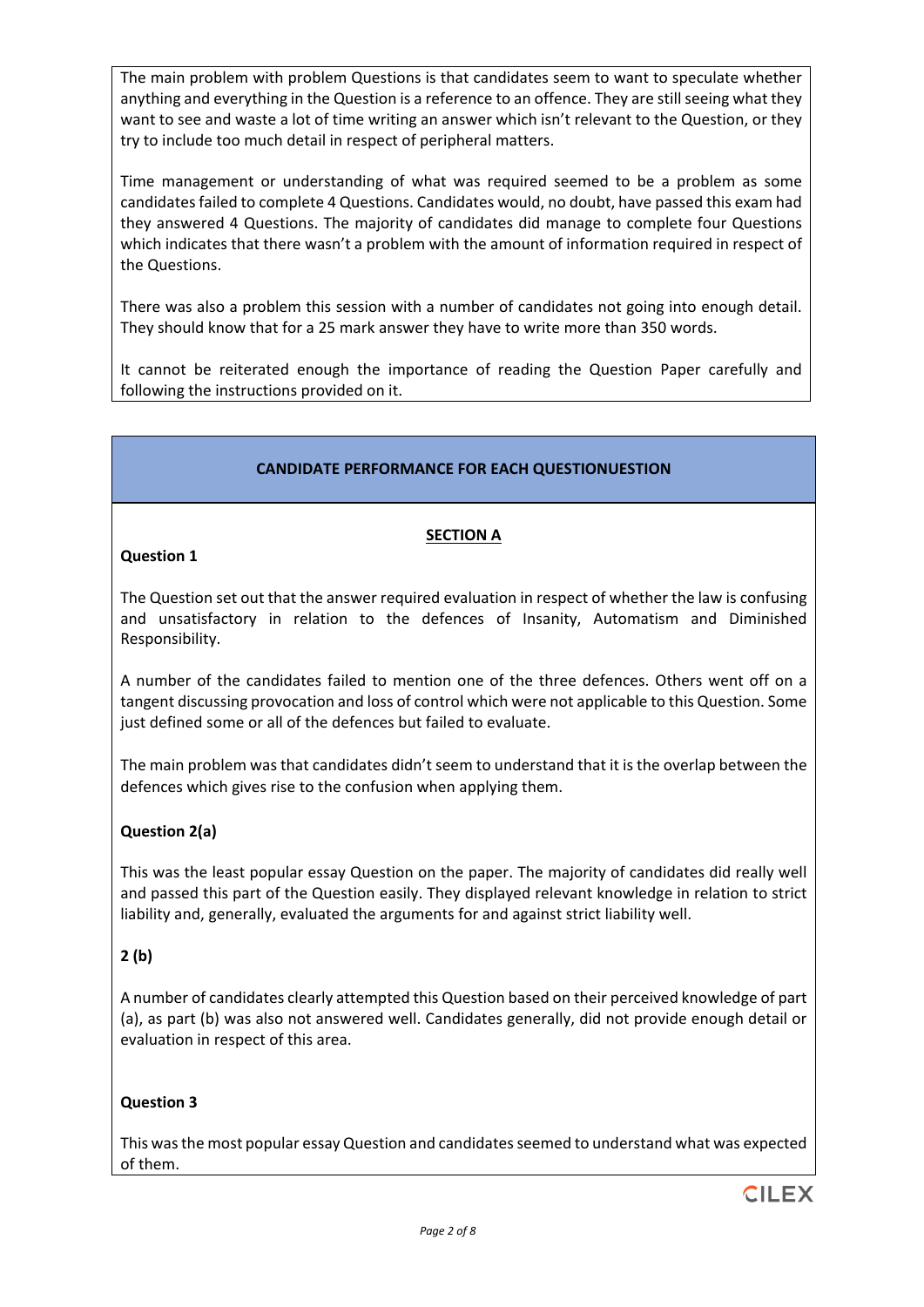The main problem with problem Questions is that candidates seem to want to speculate whether anything and everything in the Question is a reference to an offence. They are still seeing what they want to see and waste a lot of time writing an answer which isn't relevant to the Question, or they try to include too much detail in respect of peripheral matters.

Time management or understanding of what was required seemed to be a problem as some candidates failed to complete 4 Questions. Candidates would, no doubt, have passed this exam had they answered 4 Questions. The majority of candidates did manage to complete four Questions which indicates that there wasn't a problem with the amount of information required in respect of the Questions.

There was also a problem this session with a number of candidates not going into enough detail. They should know that for a 25 mark answer they have to write more than 350 words.

It cannot be reiterated enough the importance of reading the Question Paper carefully and following the instructions provided on it.

## CANDIDATE PERFORMANCE FOR EACH QUESTIONUESTION

### SECTION A

**Question 1**

The Question set out that the answer required evaluation in respect of whether the law is confusing and unsatisfactory in relation to the defences of Insanity, Automatism and Diminished Responsibility.

A number of the candidates failed to mention one of the three defences. Others went off on a tangent discussing provocation and loss of control which were not applicable to this Question. Some just defined some or all of the defences but failed to evaluate.

The main problem was that candidates didn't seem to understand that it is the overlap between the defences which gives rise to the confusion when applying them.

**Question 2(a)**

This was the least popular essay Question on the paper. The majority of candidates did really well and passed this part of the Question easily. They displayed relevant knowledge in relation to strict liability and, generally, evaluated the arguments for and against strict liability well.

**2 (b)**

A number of candidates clearly attempted this Question based on their perceived knowledge of part (a), as part (b) was also not answered well. Candidates generally, did not provide enough detail or evaluation in respect of this area.

**Question 3**

This was the most popular essay Question and candidates seemed to understand what was expected of them.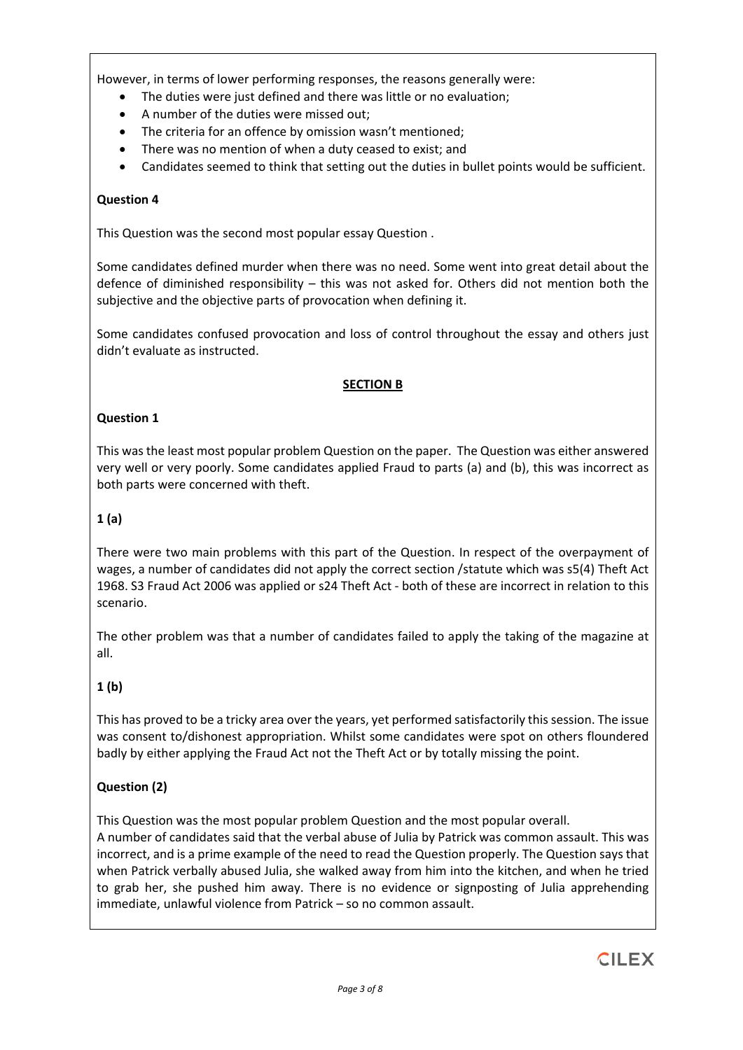However, in terms of lower performing responses, the reasons generally were:

- The duties were just defined and there was little or no evaluation;
- A number of the duties were missed out;
- The criteria for an offence by omission wasn't mentioned;
- There was no mention of when a duty ceased to exist; and
- Candidates seemed to think that setting out the duties in bullet points would be sufficient.

**Question 4**

This Question was the second most popular essay Question .

Some candidates defined murder when there was no need. Some went into great detail about the defence of diminished responsibility – this was not asked for. Others did not mention both the subjective and the objective parts of provocation when defining it.

Some candidates confused provocation and loss of control throughout the essay and others just didn't evaluate as instructed.

## SECTION B

**Question 1**

This was the least most popular problem Question on the paper. The Question was either answered very well or very poorly. Some candidates applied Fraud to parts (a) and (b), this was incorrect as both parts were concerned with theft.

**1 (a)**

There were two main problems with this part of the Question. In respect of the overpayment of wages, a number of candidates did not apply the correct section /statute which was s5(4) Theft Act 1968. S3 Fraud Act 2006 was applied or s24 Theft Act - both of these are incorrect in relation to this scenario.

The other problem was that a number of candidates failed to apply the taking of the magazine at all.

**1 (b)**

This has proved to be a tricky area over the years, yet performed satisfactorily this session. The issue was consent to/dishonest appropriation. Whilst some candidates were spot on others floundered badly by either applying the Fraud Act not the Theft Act or by totally missing the point.

**Question (2)**

This Question was the most popular problem Question and the most popular overall.
A number of candidates said that the verbal abuse of Julia by Patrick was common assault. This was incorrect, and is a prime example of the need to read the Question properly. The Question says that when Patrick verbally abused Julia, she walked away from him into the kitchen, and when he tried to grab her, she pushed him away. There is no evidence or signposting of Julia apprehending immediate, unlawful violence from Patrick – so no common assault.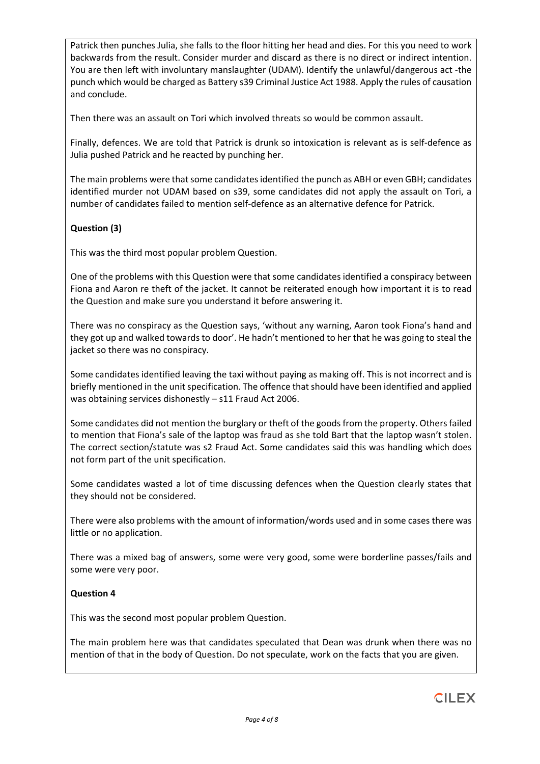Patrick then punches Julia, she falls to the floor hitting her head and dies. For this you need to work backwards from the result. Consider murder and discard as there is no direct or indirect intention. You are then left with involuntary manslaughter (UDAM). Identify the unlawful/dangerous act -the punch which would be charged as Battery s39 Criminal Justice Act 1988. Apply the rules of causation and conclude.

Then there was an assault on Tori which involved threats so would be common assault.

Finally, defences. We are told that Patrick is drunk so intoxication is relevant as is self-defence as Julia pushed Patrick and he reacted by punching her.

The main problems were that some candidates identified the punch as ABH or even GBH; candidates identified murder not UDAM based on s39, some candidates did not apply the assault on Tori, a number of candidates failed to mention self-defence as an alternative defence for Patrick.

**Question (3)**

This was the third most popular problem Question.

One of the problems with this Question were that some candidates identified a conspiracy between Fiona and Aaron re theft of the jacket. It cannot be reiterated enough how important it is to read the Question and make sure you understand it before answering it.

There was no conspiracy as the Question says, 'without any warning, Aaron took Fiona's hand and they got up and walked towards to door'. He hadn't mentioned to her that he was going to steal the jacket so there was no conspiracy.

Some candidates identified leaving the taxi without paying as making off. This is not incorrect and is briefly mentioned in the unit specification. The offence that should have been identified and applied was obtaining services dishonestly – s11 Fraud Act 2006.

Some candidates did not mention the burglary or theft of the goods from the property. Others failed to mention that Fiona's sale of the laptop was fraud as she told Bart that the laptop wasn't stolen. The correct section/statute was s2 Fraud Act. Some candidates said this was handling which does not form part of the unit specification.

Some candidates wasted a lot of time discussing defences when the Question clearly states that they should not be considered.

There were also problems with the amount of information/words used and in some cases there was little or no application.

There was a mixed bag of answers, some were very good, some were borderline passes/fails and some were very poor.

**Question 4**

This was the second most popular problem Question.

The main problem here was that candidates speculated that Dean was drunk when there was no mention of that in the body of Question. Do not speculate, work on the facts that you are given.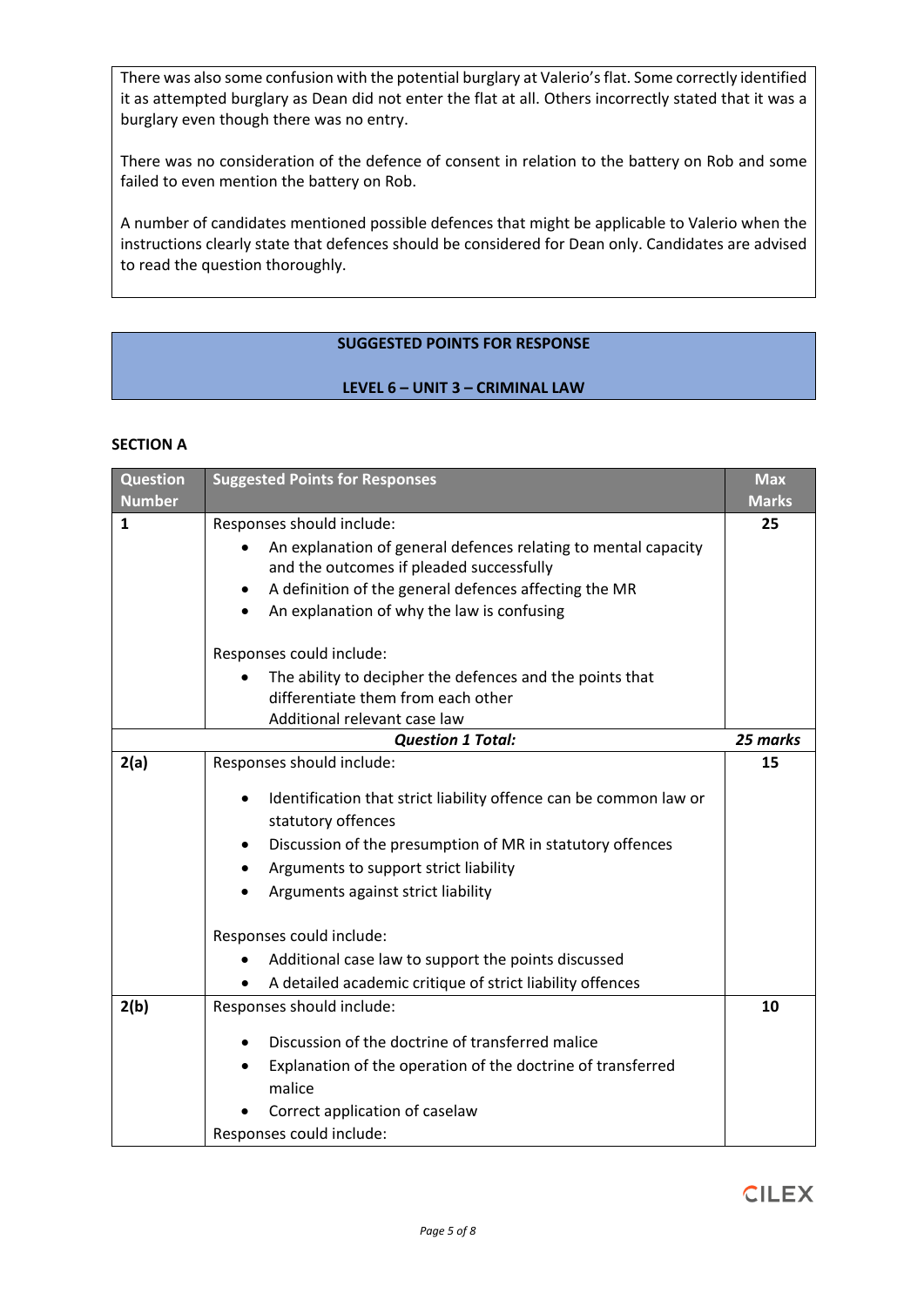There was also some confusion with the potential burglary at Valerio's flat. Some correctly identified it as attempted burglary as Dean did not enter the flat at all. Others incorrectly stated that it was a burglary even though there was no entry.

There was no consideration of the defence of consent in relation to the battery on Rob and some failed to even mention the battery on Rob.

A number of candidates mentioned possible defences that might be applicable to Valerio when the instructions clearly state that defences should be considered for Dean only. Candidates are advised to read the question thoroughly.

## SUGGESTED POINTS FOR RESPONSE

## LEVEL 6 – UNIT 3 – CRIMINAL LAW

### SECTION A

| Question Number | Suggested Points for Responses | Max Marks |
|---|---|---|
| 1 | Responses should include:<br>• An explanation of general defences relating to mental capacity and the outcomes if pleaded successfully<br>• A definition of the general defences affecting the MR<br>• An explanation of why the law is confusing<br><br>Responses could include:<br>• The ability to decipher the defences and the points that differentiate them from each other<br>Additional relevant case law | 25 |
| | ***Question 1 Total:*** | ***25 marks*** |
| 2(a) | Responses should include:<br>• Identification that strict liability offence can be common law or statutory offences<br>• Discussion of the presumption of MR in statutory offences<br>• Arguments to support strict liability<br>• Arguments against strict liability<br><br>Responses could include:<br>• Additional case law to support the points discussed<br>• A detailed academic critique of strict liability offences | 15 |
| 2(b) | Responses should include:<br>• Discussion of the doctrine of transferred malice<br>• Explanation of the operation of the doctrine of transferred malice<br>• Correct application of caselaw<br>Responses could include: | 10 |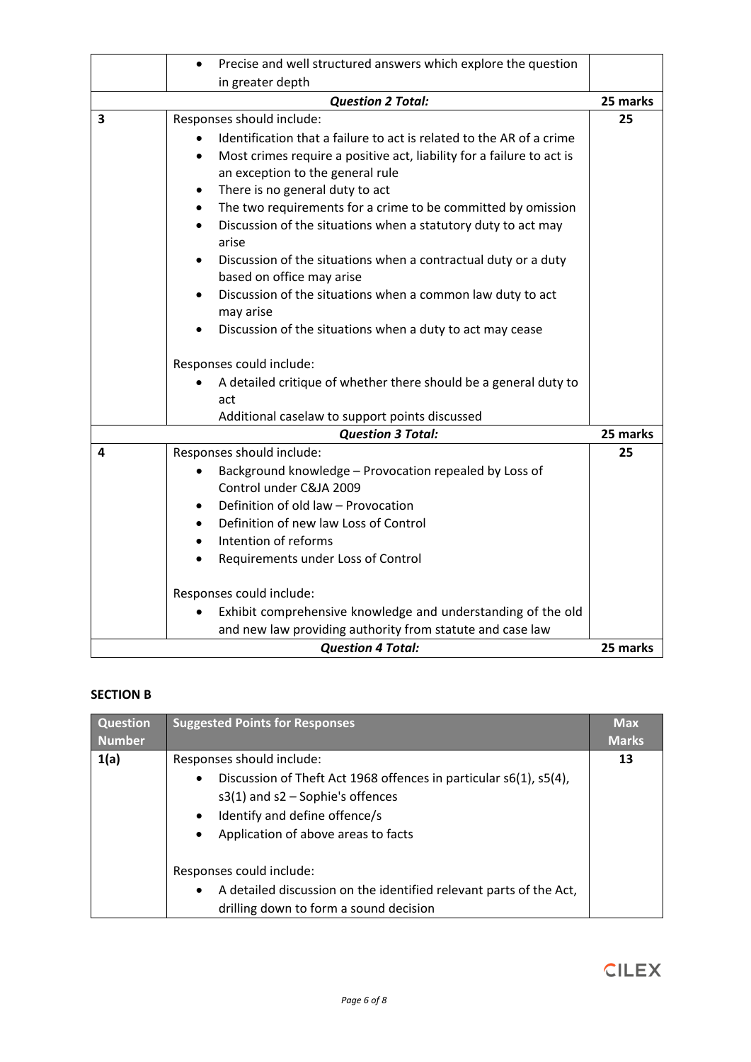| | • Precise and well structured answers which explore the question in greater depth | |
|---|---|---|
| | ***Question 2 Total:*** | **25 marks** |
| **3** | Responses should include:<br>• Identification that a failure to act is related to the AR of a crime<br>• Most crimes require a positive act, liability for a failure to act is an exception to the general rule<br>• There is no general duty to act<br>• The two requirements for a crime to be committed by omission<br>• Discussion of the situations when a statutory duty to act may arise<br>• Discussion of the situations when a contractual duty or a duty based on office may arise<br>• Discussion of the situations when a common law duty to act may arise<br>• Discussion of the situations when a duty to act may cease<br><br>Responses could include:<br>• A detailed critique of whether there should be a general duty to act<br>Additional caselaw to support points discussed | **25** |
| | ***Question 3 Total:*** | **25 marks** |
| **4** | Responses should include:<br>• Background knowledge – Provocation repealed by Loss of Control under C&JA 2009<br>• Definition of old law – Provocation<br>• Definition of new law Loss of Control<br>• Intention of reforms<br>• Requirements under Loss of Control<br><br>Responses could include:<br>• Exhibit comprehensive knowledge and understanding of the old and new law providing authority from statute and case law | **25** |
| | ***Question 4 Total:*** | **25 marks** |

## SECTION B

| Question Number | Suggested Points for Responses | Max Marks |
|---|---|---|
| **1(a)** | Responses should include:<br>• Discussion of Theft Act 1968 offences in particular s6(1), s5(4), s3(1) and s2 – Sophie's offences<br>• Identify and define offence/s<br>• Application of above areas to facts<br><br>Responses could include:<br>• A detailed discussion on the identified relevant parts of the Act, drilling down to form a sound decision | **13** |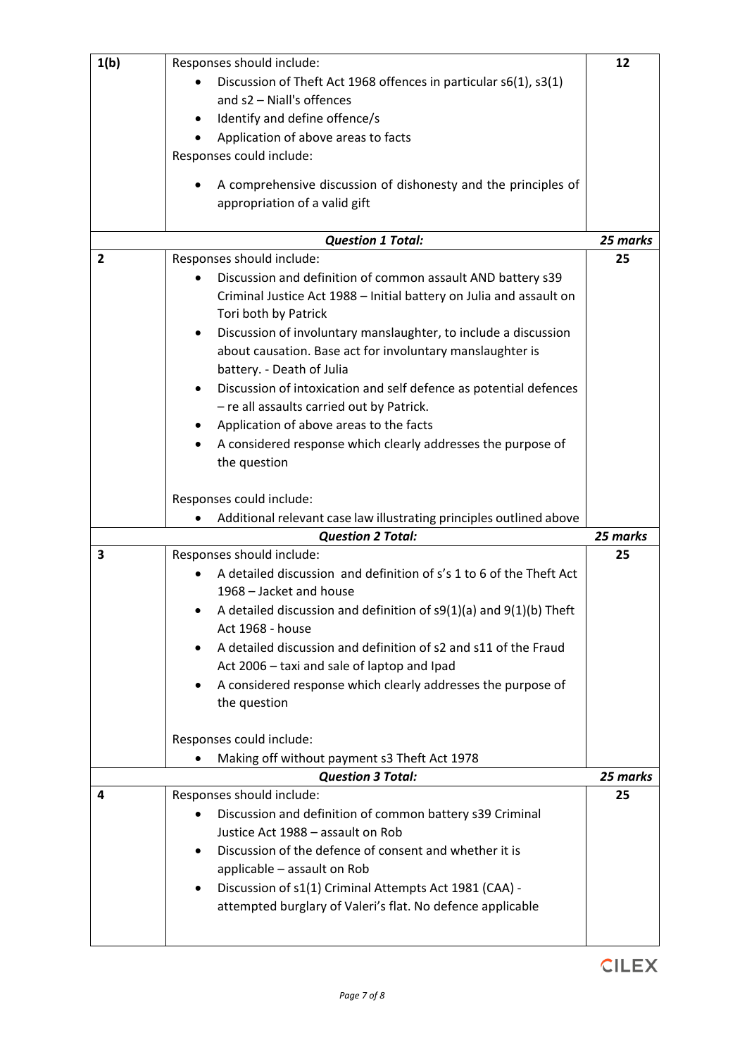| | | |
|---|---|---|
| 1(b) | Responses should include:<br>• Discussion of Theft Act 1968 offences in particular s6(1), s3(1) and s2 – Niall's offences<br>• Identify and define offence/s<br>• Application of above areas to facts<br>Responses could include:<br>• A comprehensive discussion of dishonesty and the principles of appropriation of a valid gift | 12 |
| | ***Question 1 Total:*** | ***25 marks*** |
| 2 | Responses should include:<br>• Discussion and definition of common assault AND battery s39 Criminal Justice Act 1988 – Initial battery on Julia and assault on Tori both by Patrick<br>• Discussion of involuntary manslaughter, to include a discussion about causation. Base act for involuntary manslaughter is battery. - Death of Julia<br>• Discussion of intoxication and self defence as potential defences – re all assaults carried out by Patrick.<br>• Application of above areas to the facts<br>• A considered response which clearly addresses the purpose of the question<br><br>Responses could include:<br>• Additional relevant case law illustrating principles outlined above | 25 |
| | ***Question 2 Total:*** | ***25 marks*** |
| 3 | Responses should include:<br>• A detailed discussion and definition of s's 1 to 6 of the Theft Act 1968 – Jacket and house<br>• A detailed discussion and definition of s9(1)(a) and 9(1)(b) Theft Act 1968 - house<br>• A detailed discussion and definition of s2 and s11 of the Fraud Act 2006 – taxi and sale of laptop and Ipad<br>• A considered response which clearly addresses the purpose of the question<br><br>Responses could include:<br>• Making off without payment s3 Theft Act 1978 | 25 |
| | ***Question 3 Total:*** | ***25 marks*** |
| 4 | Responses should include:<br>• Discussion and definition of common battery s39 Criminal Justice Act 1988 – assault on Rob<br>• Discussion of the defence of consent and whether it is applicable – assault on Rob<br>• Discussion of s1(1) Criminal Attempts Act 1981 (CAA) - attempted burglary of Valeri's flat. No defence applicable | 25 |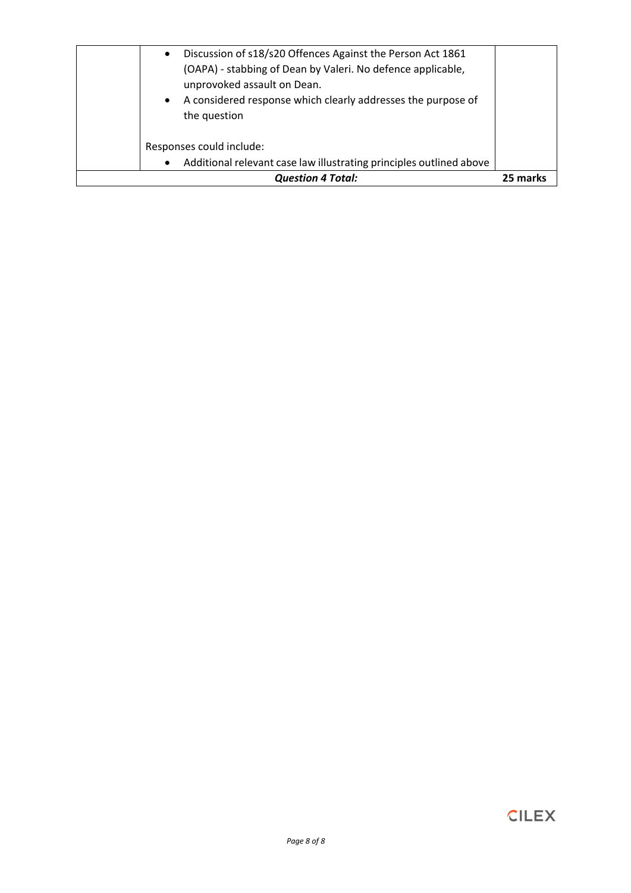| | | |
|---|---|---|
| | • Discussion of s18/s20 Offences Against the Person Act 1861 (OAPA) - stabbing of Dean by Valeri. No defence applicable, unprovoked assault on Dean.<br>• A considered response which clearly addresses the purpose of the question<br><br>Responses could include:<br>• Additional relevant case law illustrating principles outlined above | |
| | ***Question 4 Total:*** | **25 marks** |